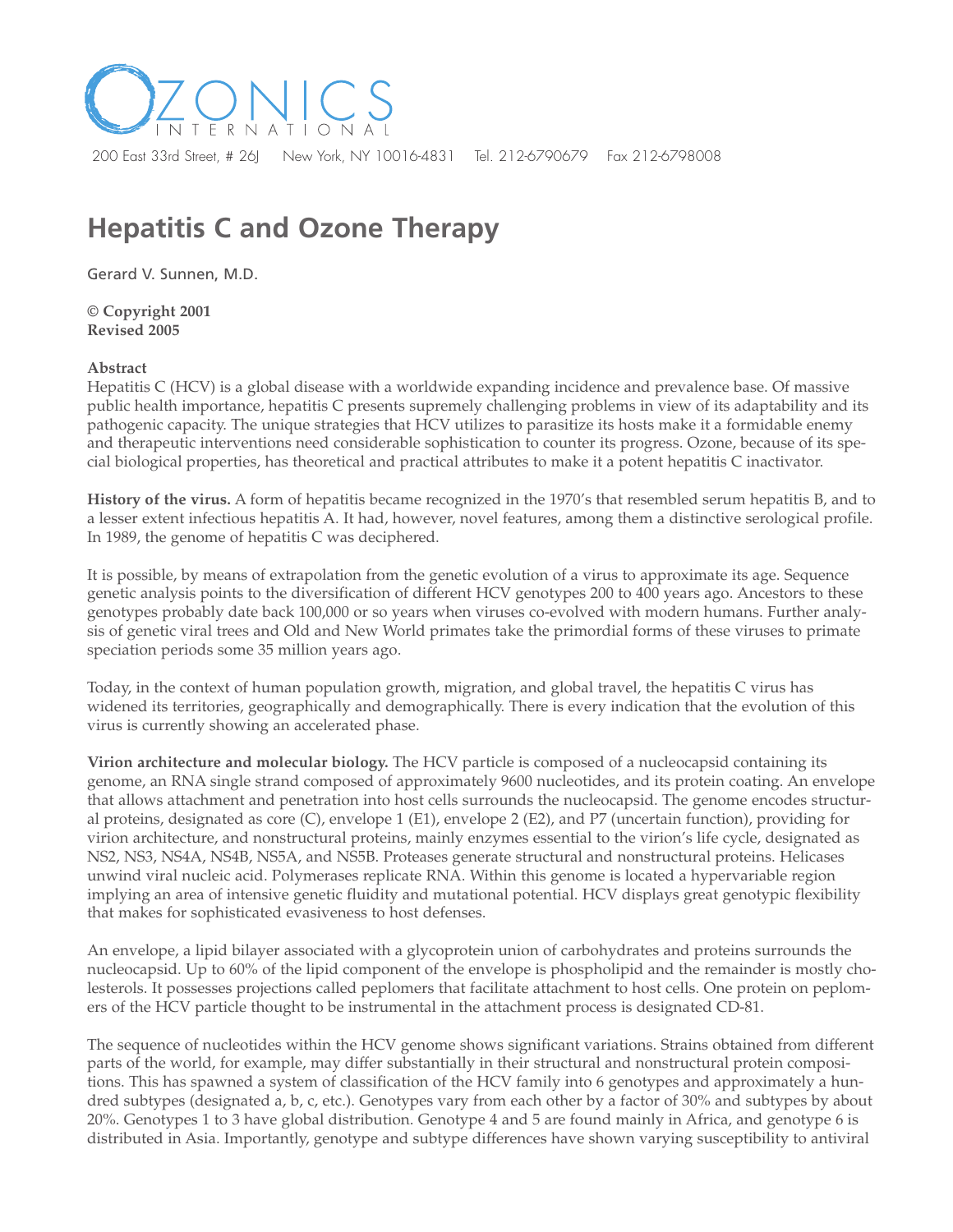OZONICS INTERNATIONAL

200 East 33rd Street, # 26J New York, NY 10016-4831 Tel. 212-6790679 Fax 212-6798008

# Hepatitis C and Ozone Therapy

Gerard V. Sunnen, M.D.

**© Copyright 2001**
**Revised 2005**

**Abstract**
Hepatitis C (HCV) is a global disease with a worldwide expanding incidence and prevalence base. Of massive public health importance, hepatitis C presents supremely challenging problems in view of its adaptability and its pathogenic capacity. The unique strategies that HCV utilizes to parasitize its hosts make it a formidable enemy and therapeutic interventions need considerable sophistication to counter its progress. Ozone, because of its special biological properties, has theoretical and practical attributes to make it a potent hepatitis C inactivator.

**History of the virus.** A form of hepatitis became recognized in the 1970's that resembled serum hepatitis B, and to a lesser extent infectious hepatitis A. It had, however, novel features, among them a distinctive serological profile. In 1989, the genome of hepatitis C was deciphered.

It is possible, by means of extrapolation from the genetic evolution of a virus to approximate its age. Sequence genetic analysis points to the diversification of different HCV genotypes 200 to 400 years ago. Ancestors to these genotypes probably date back 100,000 or so years when viruses co-evolved with modern humans. Further analysis of genetic viral trees and Old and New World primates take the primordial forms of these viruses to primate speciation periods some 35 million years ago.

Today, in the context of human population growth, migration, and global travel, the hepatitis C virus has widened its territories, geographically and demographically. There is every indication that the evolution of this virus is currently showing an accelerated phase.

**Virion architecture and molecular biology.** The HCV particle is composed of a nucleocapsid containing its genome, an RNA single strand composed of approximately 9600 nucleotides, and its protein coating. An envelope that allows attachment and penetration into host cells surrounds the nucleocapsid. The genome encodes structural proteins, designated as core (C), envelope 1 (E1), envelope 2 (E2), and P7 (uncertain function), providing for virion architecture, and nonstructural proteins, mainly enzymes essential to the virion's life cycle, designated as NS2, NS3, NS4A, NS4B, NS5A, and NS5B. Proteases generate structural and nonstructural proteins. Helicases unwind viral nucleic acid. Polymerases replicate RNA. Within this genome is located a hypervariable region implying an area of intensive genetic fluidity and mutational potential. HCV displays great genotypic flexibility that makes for sophisticated evasiveness to host defenses.

An envelope, a lipid bilayer associated with a glycoprotein union of carbohydrates and proteins surrounds the nucleocapsid. Up to 60% of the lipid component of the envelope is phospholipid and the remainder is mostly cholesterols. It possesses projections called peplomers that facilitate attachment to host cells. One protein on peplomers of the HCV particle thought to be instrumental in the attachment process is designated CD-81.

The sequence of nucleotides within the HCV genome shows significant variations. Strains obtained from different parts of the world, for example, may differ substantially in their structural and nonstructural protein compositions. This has spawned a system of classification of the HCV family into 6 genotypes and approximately a hundred subtypes (designated a, b, c, etc.). Genotypes vary from each other by a factor of 30% and subtypes by about 20%. Genotypes 1 to 3 have global distribution. Genotype 4 and 5 are found mainly in Africa, and genotype 6 is distributed in Asia. Importantly, genotype and subtype differences have shown varying susceptibility to antiviral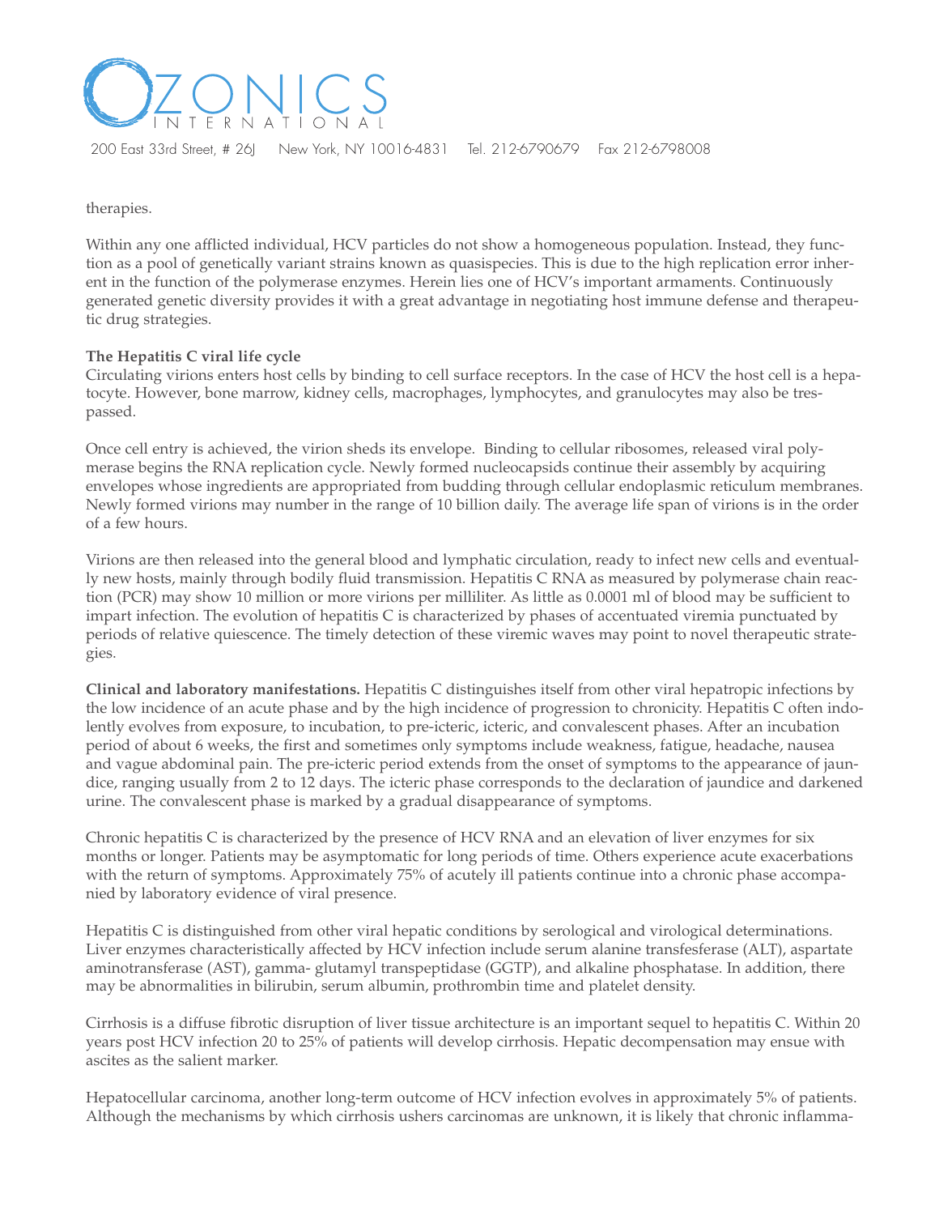therapies.

Within any one afflicted individual, HCV particles do not show a homogeneous population. Instead, they function as a pool of genetically variant strains known as quasispecies. This is due to the high replication error inherent in the function of the polymerase enzymes. Herein lies one of HCV's important armaments. Continuously generated genetic diversity provides it with a great advantage in negotiating host immune defense and therapeutic drug strategies.

**The Hepatitis C viral life cycle**

Circulating virions enters host cells by binding to cell surface receptors. In the case of HCV the host cell is a hepatocyte. However, bone marrow, kidney cells, macrophages, lymphocytes, and granulocytes may also be trespassed.

Once cell entry is achieved, the virion sheds its envelope. Binding to cellular ribosomes, released viral polymerase begins the RNA replication cycle. Newly formed nucleocapsids continue their assembly by acquiring envelopes whose ingredients are appropriated from budding through cellular endoplasmic reticulum membranes. Newly formed virions may number in the range of 10 billion daily. The average life span of virions is in the order of a few hours.

Virions are then released into the general blood and lymphatic circulation, ready to infect new cells and eventually new hosts, mainly through bodily fluid transmission. Hepatitis C RNA as measured by polymerase chain reaction (PCR) may show 10 million or more virions per milliliter. As little as 0.0001 ml of blood may be sufficient to impart infection. The evolution of hepatitis C is characterized by phases of accentuated viremia punctuated by periods of relative quiescence. The timely detection of these viremic waves may point to novel therapeutic strategies.

**Clinical and laboratory manifestations.** Hepatitis C distinguishes itself from other viral hepatropic infections by the low incidence of an acute phase and by the high incidence of progression to chronicity. Hepatitis C often indolently evolves from exposure, to incubation, to pre-icteric, icteric, and convalescent phases. After an incubation period of about 6 weeks, the first and sometimes only symptoms include weakness, fatigue, headache, nausea and vague abdominal pain. The pre-icteric period extends from the onset of symptoms to the appearance of jaundice, ranging usually from 2 to 12 days. The icteric phase corresponds to the declaration of jaundice and darkened urine. The convalescent phase is marked by a gradual disappearance of symptoms.

Chronic hepatitis C is characterized by the presence of HCV RNA and an elevation of liver enzymes for six months or longer. Patients may be asymptomatic for long periods of time. Others experience acute exacerbations with the return of symptoms. Approximately 75% of acutely ill patients continue into a chronic phase accompanied by laboratory evidence of viral presence.

Hepatitis C is distinguished from other viral hepatic conditions by serological and virological determinations. Liver enzymes characteristically affected by HCV infection include serum alanine transfesferase (ALT), aspartate aminotransferase (AST), gamma- glutamyl transpeptidase (GGTP), and alkaline phosphatase. In addition, there may be abnormalities in bilirubin, serum albumin, prothrombin time and platelet density.

Cirrhosis is a diffuse fibrotic disruption of liver tissue architecture is an important sequel to hepatitis C. Within 20 years post HCV infection 20 to 25% of patients will develop cirrhosis. Hepatic decompensation may ensue with ascites as the salient marker.

Hepatocellular carcinoma, another long-term outcome of HCV infection evolves in approximately 5% of patients. Although the mechanisms by which cirrhosis ushers carcinomas are unknown, it is likely that chronic inflamma-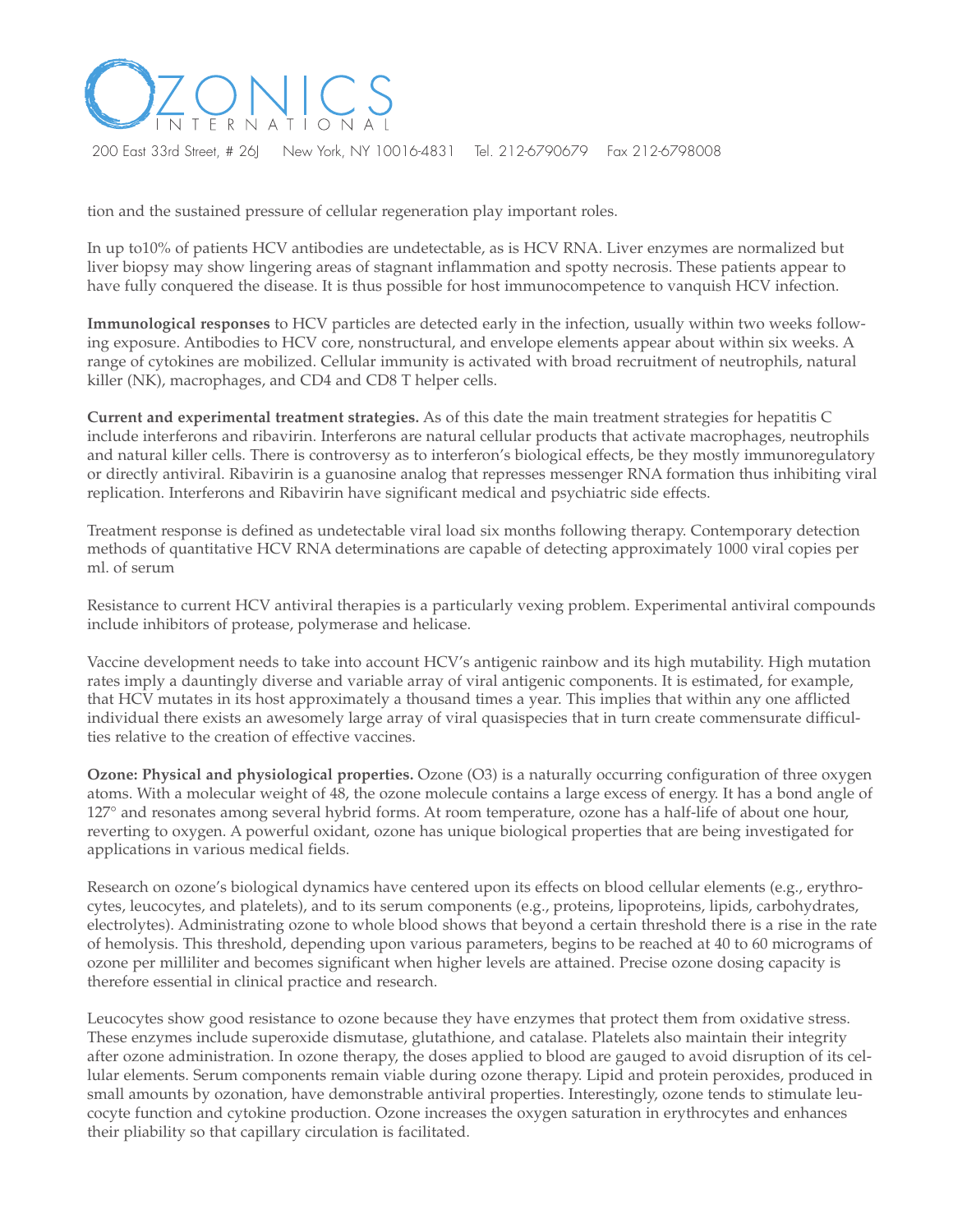tion and the sustained pressure of cellular regeneration play important roles.

In up to10% of patients HCV antibodies are undetectable, as is HCV RNA. Liver enzymes are normalized but liver biopsy may show lingering areas of stagnant inflammation and spotty necrosis. These patients appear to have fully conquered the disease. It is thus possible for host immunocompetence to vanquish HCV infection.

**Immunological responses** to HCV particles are detected early in the infection, usually within two weeks following exposure. Antibodies to HCV core, nonstructural, and envelope elements appear about within six weeks. A range of cytokines are mobilized. Cellular immunity is activated with broad recruitment of neutrophils, natural killer (NK), macrophages, and CD4 and CD8 T helper cells.

**Current and experimental treatment strategies.** As of this date the main treatment strategies for hepatitis C include interferons and ribavirin. Interferons are natural cellular products that activate macrophages, neutrophils and natural killer cells. There is controversy as to interferon's biological effects, be they mostly immunoregulatory or directly antiviral. Ribavirin is a guanosine analog that represses messenger RNA formation thus inhibiting viral replication. Interferons and Ribavirin have significant medical and psychiatric side effects.

Treatment response is defined as undetectable viral load six months following therapy. Contemporary detection methods of quantitative HCV RNA determinations are capable of detecting approximately 1000 viral copies per ml. of serum

Resistance to current HCV antiviral therapies is a particularly vexing problem. Experimental antiviral compounds include inhibitors of protease, polymerase and helicase.

Vaccine development needs to take into account HCV's antigenic rainbow and its high mutability. High mutation rates imply a dauntingly diverse and variable array of viral antigenic components. It is estimated, for example, that HCV mutates in its host approximately a thousand times a year. This implies that within any one afflicted individual there exists an awesomely large array of viral quasispecies that in turn create commensurate difficulties relative to the creation of effective vaccines.

**Ozone: Physical and physiological properties.** Ozone ($O_3$) is a naturally occurring configuration of three oxygen atoms. With a molecular weight of 48, the ozone molecule contains a large excess of energy. It has a bond angle of 127° and resonates among several hybrid forms. At room temperature, ozone has a half-life of about one hour, reverting to oxygen. A powerful oxidant, ozone has unique biological properties that are being investigated for applications in various medical fields.

Research on ozone's biological dynamics have centered upon its effects on blood cellular elements (e.g., erythrocytes, leucocytes, and platelets), and to its serum components (e.g., proteins, lipoproteins, lipids, carbohydrates, electrolytes). Administrating ozone to whole blood shows that beyond a certain threshold there is a rise in the rate of hemolysis. This threshold, depending upon various parameters, begins to be reached at 40 to 60 micrograms of ozone per milliliter and becomes significant when higher levels are attained. Precise ozone dosing capacity is therefore essential in clinical practice and research.

Leucocytes show good resistance to ozone because they have enzymes that protect them from oxidative stress. These enzymes include superoxide dismutase, glutathione, and catalase. Platelets also maintain their integrity after ozone administration. In ozone therapy, the doses applied to blood are gauged to avoid disruption of its cellular elements. Serum components remain viable during ozone therapy. Lipid and protein peroxides, produced in small amounts by ozonation, have demonstrable antiviral properties. Interestingly, ozone tends to stimulate leucocyte function and cytokine production. Ozone increases the oxygen saturation in erythrocytes and enhances their pliability so that capillary circulation is facilitated.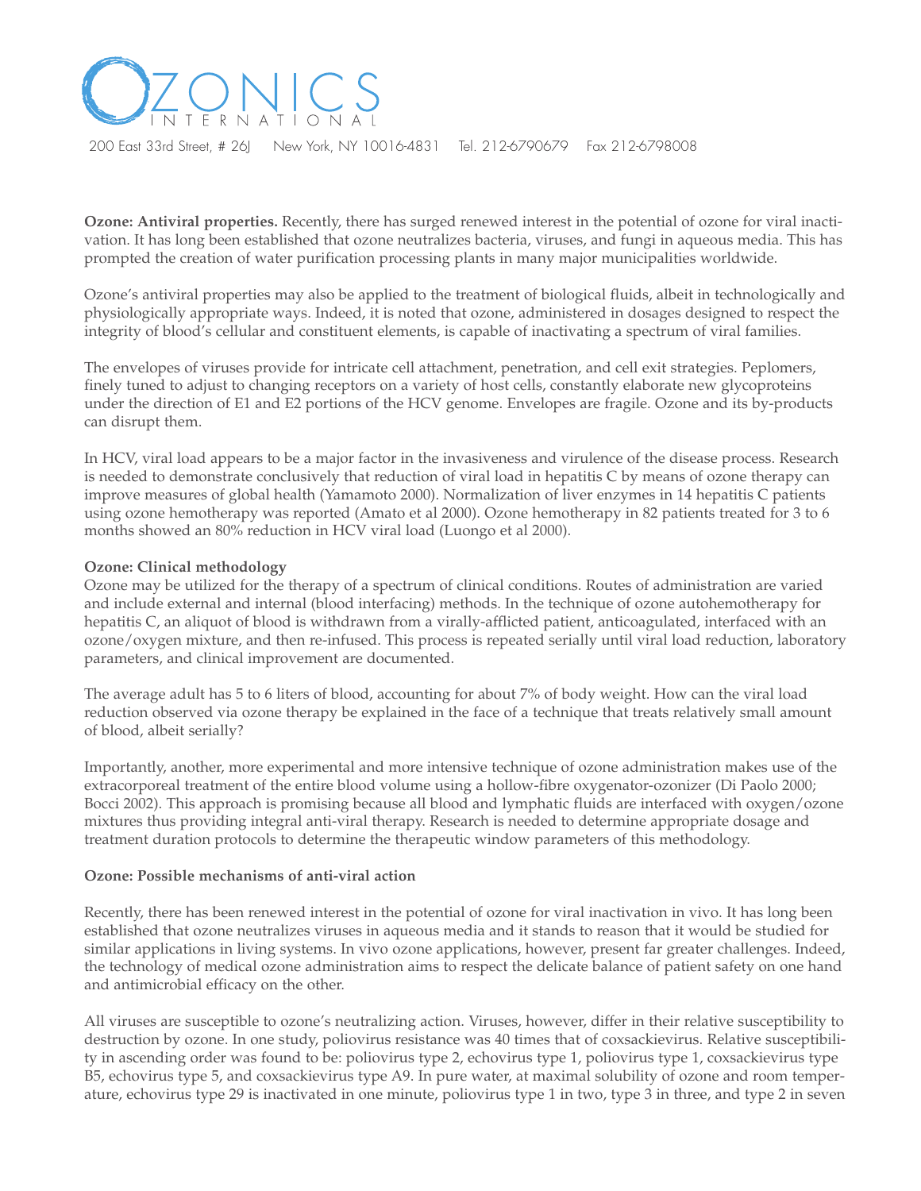**Ozone: Antiviral properties.** Recently, there has surged renewed interest in the potential of ozone for viral inactivation. It has long been established that ozone neutralizes bacteria, viruses, and fungi in aqueous media. This has prompted the creation of water purification processing plants in many major municipalities worldwide.

Ozone's antiviral properties may also be applied to the treatment of biological fluids, albeit in technologically and physiologically appropriate ways. Indeed, it is noted that ozone, administered in dosages designed to respect the integrity of blood's cellular and constituent elements, is capable of inactivating a spectrum of viral families.

The envelopes of viruses provide for intricate cell attachment, penetration, and cell exit strategies. Peplomers, finely tuned to adjust to changing receptors on a variety of host cells, constantly elaborate new glycoproteins under the direction of E1 and E2 portions of the HCV genome. Envelopes are fragile. Ozone and its by-products can disrupt them.

In HCV, viral load appears to be a major factor in the invasiveness and virulence of the disease process. Research is needed to demonstrate conclusively that reduction of viral load in hepatitis C by means of ozone therapy can improve measures of global health (Yamamoto 2000). Normalization of liver enzymes in 14 hepatitis C patients using ozone hemotherapy was reported (Amato et al 2000). Ozone hemotherapy in 82 patients treated for 3 to 6 months showed an 80% reduction in HCV viral load (Luongo et al 2000).

**Ozone: Clinical methodology**

Ozone may be utilized for the therapy of a spectrum of clinical conditions. Routes of administration are varied and include external and internal (blood interfacing) methods. In the technique of ozone autohemotherapy for hepatitis C, an aliquot of blood is withdrawn from a virally-afflicted patient, anticoagulated, interfaced with an ozone/oxygen mixture, and then re-infused. This process is repeated serially until viral load reduction, laboratory parameters, and clinical improvement are documented.

The average adult has 5 to 6 liters of blood, accounting for about 7% of body weight. How can the viral load reduction observed via ozone therapy be explained in the face of a technique that treats relatively small amount of blood, albeit serially?

Importantly, another, more experimental and more intensive technique of ozone administration makes use of the extracorporeal treatment of the entire blood volume using a hollow-fibre oxygenator-ozonizer (Di Paolo 2000; Bocci 2002). This approach is promising because all blood and lymphatic fluids are interfaced with oxygen/ozone mixtures thus providing integral anti-viral therapy. Research is needed to determine appropriate dosage and treatment duration protocols to determine the therapeutic window parameters of this methodology.

**Ozone: Possible mechanisms of anti-viral action**

Recently, there has been renewed interest in the potential of ozone for viral inactivation in vivo. It has long been established that ozone neutralizes viruses in aqueous media and it stands to reason that it would be studied for similar applications in living systems. In vivo ozone applications, however, present far greater challenges. Indeed, the technology of medical ozone administration aims to respect the delicate balance of patient safety on one hand and antimicrobial efficacy on the other.

All viruses are susceptible to ozone's neutralizing action. Viruses, however, differ in their relative susceptibility to destruction by ozone. In one study, poliovirus resistance was 40 times that of coxsackievirus. Relative susceptibility in ascending order was found to be: poliovirus type 2, echovirus type 1, poliovirus type 1, coxsackievirus type B5, echovirus type 5, and coxsackievirus type A9. In pure water, at maximal solubility of ozone and room temperature, echovirus type 29 is inactivated in one minute, poliovirus type 1 in two, type 3 in three, and type 2 in seven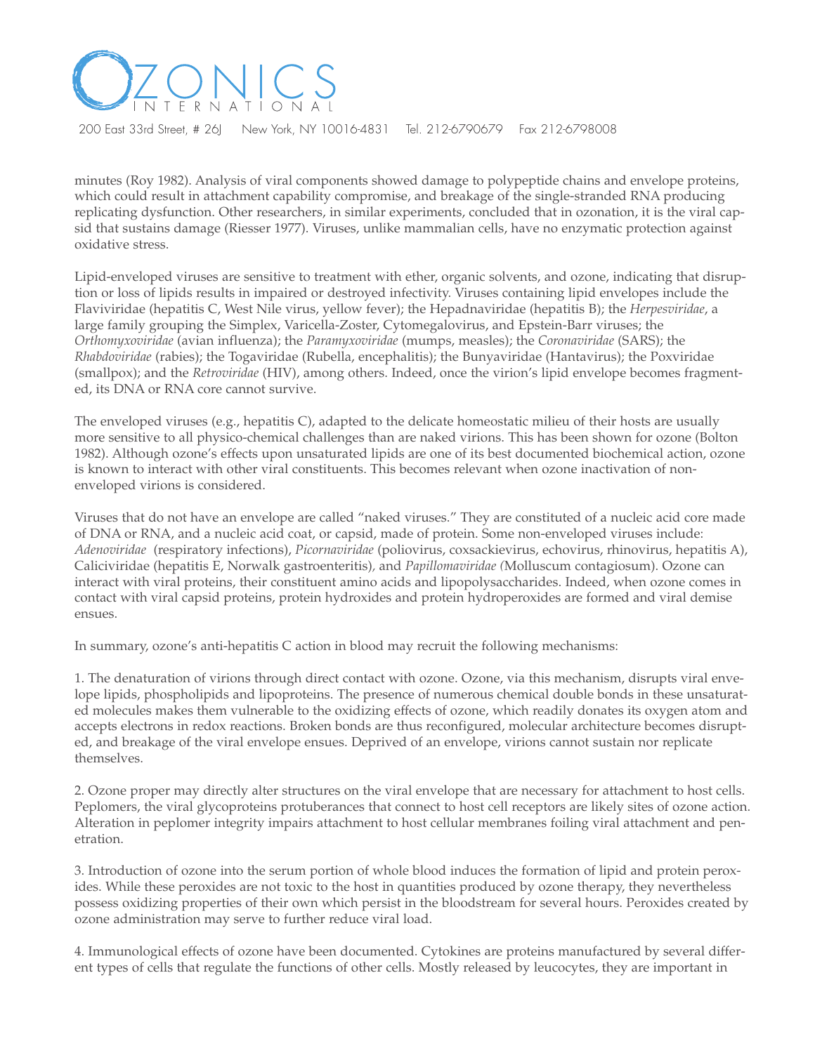minutes (Roy 1982). Analysis of viral components showed damage to polypeptide chains and envelope proteins, which could result in attachment capability compromise, and breakage of the single-stranded RNA producing replicating dysfunction. Other researchers, in similar experiments, concluded that in ozonation, it is the viral capsid that sustains damage (Riesser 1977). Viruses, unlike mammalian cells, have no enzymatic protection against oxidative stress.

Lipid-enveloped viruses are sensitive to treatment with ether, organic solvents, and ozone, indicating that disruption or loss of lipids results in impaired or destroyed infectivity. Viruses containing lipid envelopes include the Flaviviridae (hepatitis C, West Nile virus, yellow fever); the Hepadnaviridae (hepatitis B); the *Herpesviridae*, a large family grouping the Simplex, Varicella-Zoster, Cytomegalovirus, and Epstein-Barr viruses; the *Orthomyxoviridae* (avian influenza); the *Paramyxoviridae* (mumps, measles); the *Coronaviridae* (SARS); the *Rhabdoviridae* (rabies); the Togaviridae (Rubella, encephalitis); the Bunyaviridae (Hantavirus); the Poxviridae (smallpox); and the *Retroviridae* (HIV), among others. Indeed, once the virion's lipid envelope becomes fragmented, its DNA or RNA core cannot survive.

The enveloped viruses (e.g., hepatitis C), adapted to the delicate homeostatic milieu of their hosts are usually more sensitive to all physico-chemical challenges than are naked virions. This has been shown for ozone (Bolton 1982). Although ozone's effects upon unsaturated lipids are one of its best documented biochemical action, ozone is known to interact with other viral constituents. This becomes relevant when ozone inactivation of non-enveloped virions is considered.

Viruses that do not have an envelope are called "naked viruses." They are constituted of a nucleic acid core made of DNA or RNA, and a nucleic acid coat, or capsid, made of protein. Some non-enveloped viruses include: *Adenoviridae* (respiratory infections), *Picornaviridae* (poliovirus, coxsackievirus, echovirus, rhinovirus, hepatitis A), Caliciviridae (hepatitis E, Norwalk gastroenteritis), and *Papillomaviridae (*Molluscum contagiosum). Ozone can interact with viral proteins, their constituent amino acids and lipopolysaccharides. Indeed, when ozone comes in contact with viral capsid proteins, protein hydroxides and protein hydroperoxides are formed and viral demise ensues.

In summary, ozone's anti-hepatitis C action in blood may recruit the following mechanisms:

1. The denaturation of virions through direct contact with ozone. Ozone, via this mechanism, disrupts viral envelope lipids, phospholipids and lipoproteins. The presence of numerous chemical double bonds in these unsaturated molecules makes them vulnerable to the oxidizing effects of ozone, which readily donates its oxygen atom and accepts electrons in redox reactions. Broken bonds are thus reconfigured, molecular architecture becomes disrupted, and breakage of the viral envelope ensues. Deprived of an envelope, virions cannot sustain nor replicate themselves.

2. Ozone proper may directly alter structures on the viral envelope that are necessary for attachment to host cells. Peplomers, the viral glycoproteins protuberances that connect to host cell receptors are likely sites of ozone action. Alteration in peplomer integrity impairs attachment to host cellular membranes foiling viral attachment and penetration.

3. Introduction of ozone into the serum portion of whole blood induces the formation of lipid and protein peroxides. While these peroxides are not toxic to the host in quantities produced by ozone therapy, they nevertheless possess oxidizing properties of their own which persist in the bloodstream for several hours. Peroxides created by ozone administration may serve to further reduce viral load.

4. Immunological effects of ozone have been documented. Cytokines are proteins manufactured by several different types of cells that regulate the functions of other cells. Mostly released by leucocytes, they are important in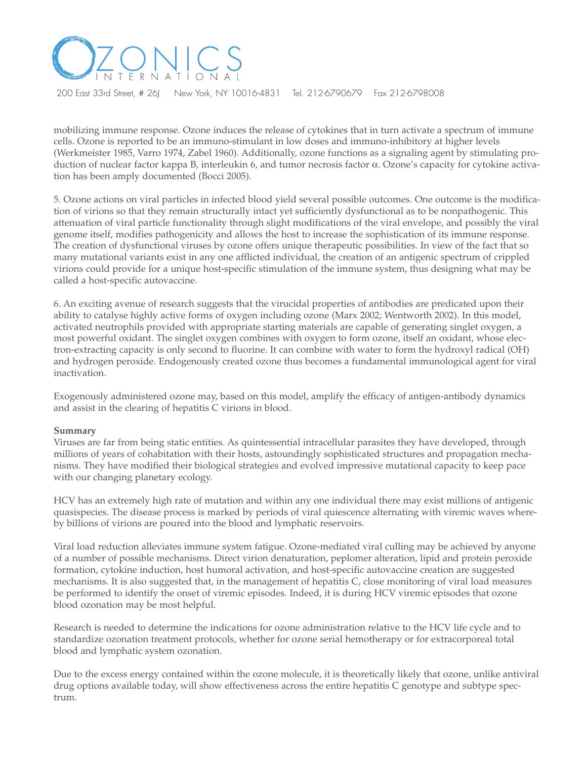mobilizing immune response. Ozone induces the release of cytokines that in turn activate a spectrum of immune cells. Ozone is reported to be an immuno-stimulant in low doses and immuno-inhibitory at higher levels (Werkmeister 1985, Varro 1974, Zabel 1960). Additionally, ozone functions as a signaling agent by stimulating production of nuclear factor kappa B, interleukin 6, and tumor necrosis factor α. Ozone's capacity for cytokine activation has been amply documented (Bocci 2005).

5. Ozone actions on viral particles in infected blood yield several possible outcomes. One outcome is the modification of virions so that they remain structurally intact yet sufficiently dysfunctional as to be nonpathogenic. This attenuation of viral particle functionality through slight modifications of the viral envelope, and possibly the viral genome itself, modifies pathogenicity and allows the host to increase the sophistication of its immune response. The creation of dysfunctional viruses by ozone offers unique therapeutic possibilities. In view of the fact that so many mutational variants exist in any one afflicted individual, the creation of an antigenic spectrum of crippled virions could provide for a unique host-specific stimulation of the immune system, thus designing what may be called a host-specific autovaccine.

6. An exciting avenue of research suggests that the virucidal properties of antibodies are predicated upon their ability to catalyse highly active forms of oxygen including ozone (Marx 2002; Wentworth 2002). In this model, activated neutrophils provided with appropriate starting materials are capable of generating singlet oxygen, a most powerful oxidant. The singlet oxygen combines with oxygen to form ozone, itself an oxidant, whose electron-extracting capacity is only second to fluorine. It can combine with water to form the hydroxyl radical (OH) and hydrogen peroxide. Endogenously created ozone thus becomes a fundamental immunological agent for viral inactivation.

Exogenously administered ozone may, based on this model, amplify the efficacy of antigen-antibody dynamics and assist in the clearing of hepatitis C virions in blood.

**Summary**

Viruses are far from being static entities. As quintessential intracellular parasites they have developed, through millions of years of cohabitation with their hosts, astoundingly sophisticated structures and propagation mechanisms. They have modified their biological strategies and evolved impressive mutational capacity to keep pace with our changing planetary ecology.

HCV has an extremely high rate of mutation and within any one individual there may exist millions of antigenic quasispecies. The disease process is marked by periods of viral quiescence alternating with viremic waves whereby billions of virions are poured into the blood and lymphatic reservoirs.

Viral load reduction alleviates immune system fatigue. Ozone-mediated viral culling may be achieved by anyone of a number of possible mechanisms. Direct virion denaturation, peplomer alteration, lipid and protein peroxide formation, cytokine induction, host humoral activation, and host-specific autovaccine creation are suggested mechanisms. It is also suggested that, in the management of hepatitis C, close monitoring of viral load measures be performed to identify the onset of viremic episodes. Indeed, it is during HCV viremic episodes that ozone blood ozonation may be most helpful.

Research is needed to determine the indications for ozone administration relative to the HCV life cycle and to standardize ozonation treatment protocols, whether for ozone serial hemotherapy or for extracorporeal total blood and lymphatic system ozonation.

Due to the excess energy contained within the ozone molecule, it is theoretically likely that ozone, unlike antiviral drug options available today, will show effectiveness across the entire hepatitis C genotype and subtype spectrum.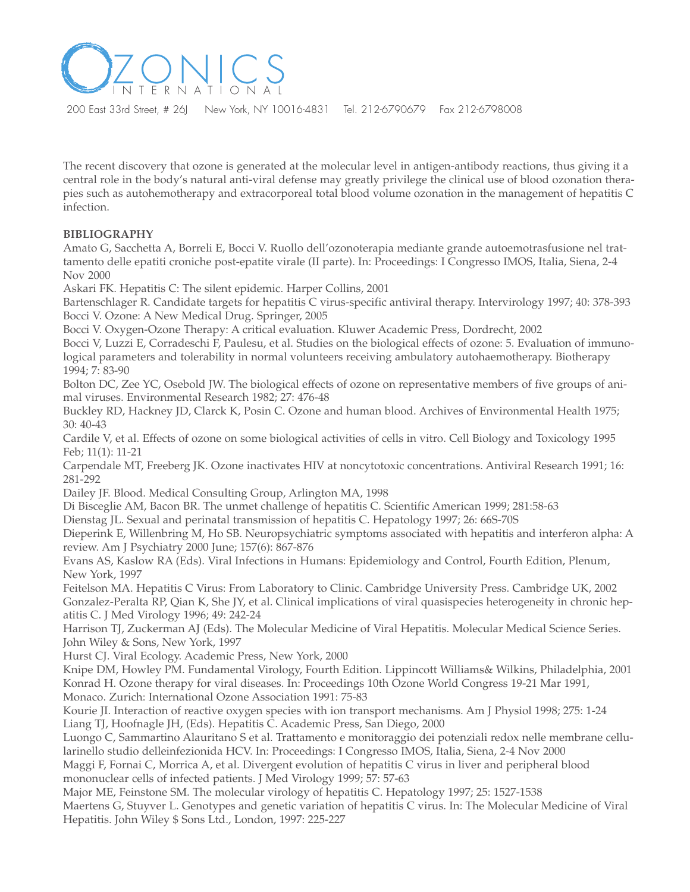The recent discovery that ozone is generated at the molecular level in antigen-antibody reactions, thus giving it a central role in the body's natural anti-viral defense may greatly privilege the clinical use of blood ozonation therapies such as autohemotherapy and extracorporeal total blood volume ozonation in the management of hepatitis C infection.

**BIBLIOGRAPHY**

Amato G, Sacchetta A, Borreli E, Bocci V. Ruollo dell'ozonoterapia mediante grande autoemotrasfusione nel trattamento delle epatiti croniche post-epatite virale (II parte). In: Proceedings: I Congresso IMOS, Italia, Siena, 2-4 Nov 2000

Askari FK. Hepatitis C: The silent epidemic. Harper Collins, 2001

Bartenschlager R. Candidate targets for hepatitis C virus-specific antiviral therapy. Intervirology 1997; 40: 378-393

Bocci V. Ozone: A New Medical Drug. Springer, 2005

Bocci V. Oxygen-Ozone Therapy: A critical evaluation. Kluwer Academic Press, Dordrecht, 2002

Bocci V, Luzzi E, Corradeschi F, Paulesu, et al. Studies on the biological effects of ozone: 5. Evaluation of immunological parameters and tolerability in normal volunteers receiving ambulatory autohaemotherapy. Biotherapy 1994; 7: 83-90

Bolton DC, Zee YC, Osebold JW. The biological effects of ozone on representative members of five groups of animal viruses. Environmental Research 1982; 27: 476-48

Buckley RD, Hackney JD, Clarck K, Posin C. Ozone and human blood. Archives of Environmental Health 1975; 30: 40-43

Cardile V, et al. Effects of ozone on some biological activities of cells in vitro. Cell Biology and Toxicology 1995 Feb; 11(1): 11-21

Carpendale MT, Freeberg JK. Ozone inactivates HIV at noncytotoxic concentrations. Antiviral Research 1991; 16: 281-292

Dailey JF. Blood. Medical Consulting Group, Arlington MA, 1998

Di Bisceglie AM, Bacon BR. The unmet challenge of hepatitis C. Scientific American 1999; 281:58-63

Dienstag JL. Sexual and perinatal transmission of hepatitis C. Hepatology 1997; 26: 66S-70S

Dieperink E, Willenbring M, Ho SB. Neuropsychiatric symptoms associated with hepatitis and interferon alpha: A review. Am J Psychiatry 2000 June; 157(6): 867-876

Evans AS, Kaslow RA (Eds). Viral Infections in Humans: Epidemiology and Control, Fourth Edition, Plenum, New York, 1997

Feitelson MA. Hepatitis C Virus: From Laboratory to Clinic. Cambridge University Press. Cambridge UK, 2002

Gonzalez-Peralta RP, Qian K, She JY, et al. Clinical implications of viral quasispecies heterogeneity in chronic hepatitis C. J Med Virology 1996; 49: 242-24

Harrison TJ, Zuckerman AJ (Eds). The Molecular Medicine of Viral Hepatitis. Molecular Medical Science Series. John Wiley & Sons, New York, 1997

Hurst CJ. Viral Ecology. Academic Press, New York, 2000

Knipe DM, Howley PM. Fundamental Virology, Fourth Edition. Lippincott Williams& Wilkins, Philadelphia, 2001

Konrad H. Ozone therapy for viral diseases. In: Proceedings 10th Ozone World Congress 19-21 Mar 1991, Monaco. Zurich: International Ozone Association 1991: 75-83

Kourie JI. Interaction of reactive oxygen species with ion transport mechanisms. Am J Physiol 1998; 275: 1-24

Liang TJ, Hoofnagle JH, (Eds). Hepatitis C. Academic Press, San Diego, 2000

Luongo C, Sammartino Alauritano S et al. Trattamento e monitoraggio dei potenziali redox nelle membrane cellularinello studio delleinfezionida HCV. In: Proceedings: I Congresso IMOS, Italia, Siena, 2-4 Nov 2000

Maggi F, Fornai C, Morrica A, et al. Divergent evolution of hepatitis C virus in liver and peripheral blood mononuclear cells of infected patients. J Med Virology 1999; 57: 57-63

Major ME, Feinstone SM. The molecular virology of hepatitis C. Hepatology 1997; 25: 1527-1538

Maertens G, Stuyver L. Genotypes and genetic variation of hepatitis C virus. In: The Molecular Medicine of Viral Hepatitis. John Wiley $ Sons Ltd., London, 1997: 225-227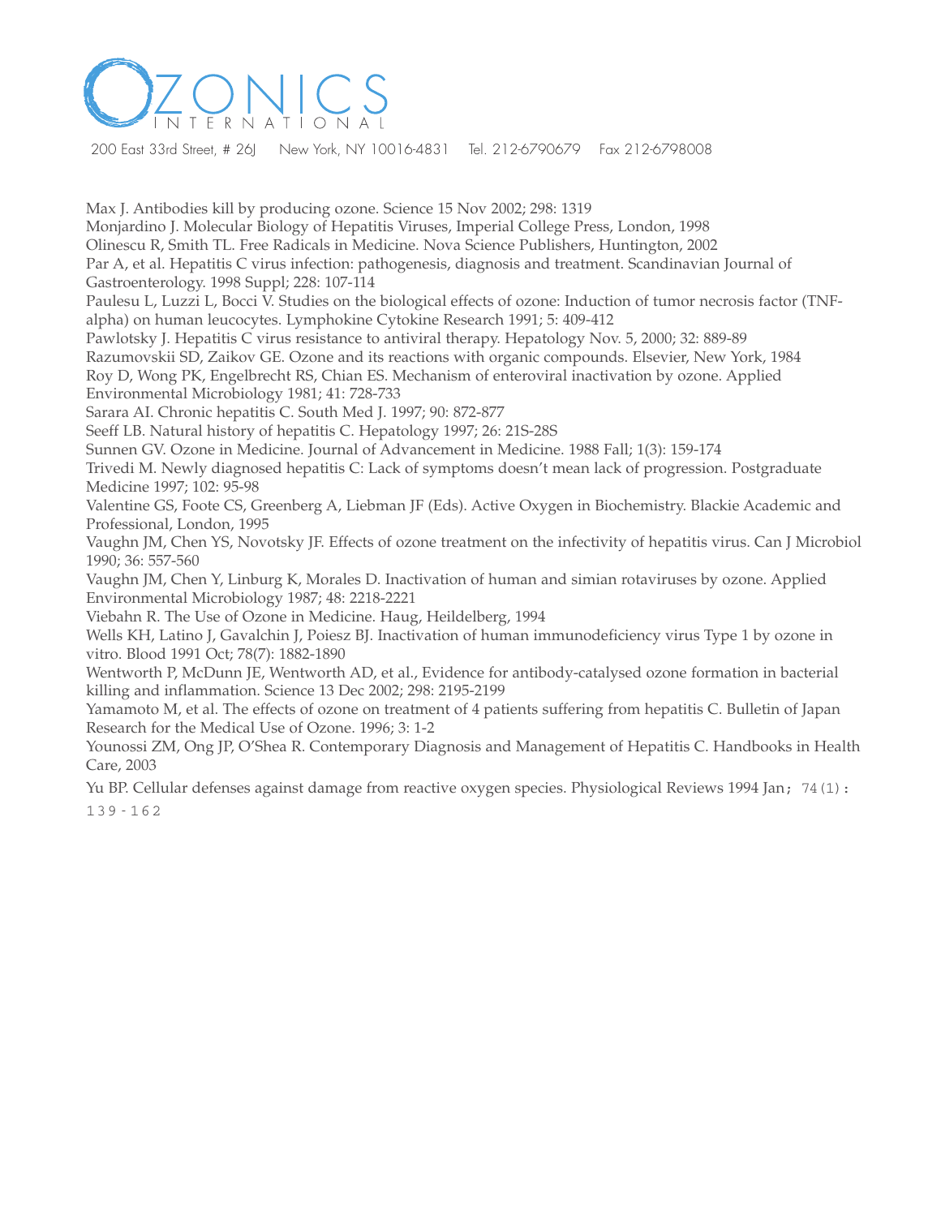Max J. Antibodies kill by producing ozone. Science 15 Nov 2002; 298: 1319

Monjardino J. Molecular Biology of Hepatitis Viruses, Imperial College Press, London, 1998

Olinescu R, Smith TL. Free Radicals in Medicine. Nova Science Publishers, Huntington, 2002

Par A, et al. Hepatitis C virus infection: pathogenesis, diagnosis and treatment. Scandinavian Journal of Gastroenterology. 1998 Suppl; 228: 107-114

Paulesu L, Luzzi L, Bocci V. Studies on the biological effects of ozone: Induction of tumor necrosis factor (TNF-alpha) on human leucocytes. Lymphokine Cytokine Research 1991; 5: 409-412

Pawlotsky J. Hepatitis C virus resistance to antiviral therapy. Hepatology Nov. 5, 2000; 32: 889-89

Razumovskii SD, Zaikov GE. Ozone and its reactions with organic compounds. Elsevier, New York, 1984

Roy D, Wong PK, Engelbrecht RS, Chian ES. Mechanism of enteroviral inactivation by ozone. Applied Environmental Microbiology 1981; 41: 728-733

Sarara AI. Chronic hepatitis C. South Med J. 1997; 90: 872-877

Seeff LB. Natural history of hepatitis C. Hepatology 1997; 26: 21S-28S

Sunnen GV. Ozone in Medicine. Journal of Advancement in Medicine. 1988 Fall; 1(3): 159-174

Trivedi M. Newly diagnosed hepatitis C: Lack of symptoms doesn't mean lack of progression. Postgraduate Medicine 1997; 102: 95-98

Valentine GS, Foote CS, Greenberg A, Liebman JF (Eds). Active Oxygen in Biochemistry. Blackie Academic and Professional, London, 1995

Vaughn JM, Chen YS, Novotsky JF. Effects of ozone treatment on the infectivity of hepatitis virus. Can J Microbiol 1990; 36: 557-560

Vaughn JM, Chen Y, Linburg K, Morales D. Inactivation of human and simian rotaviruses by ozone. Applied Environmental Microbiology 1987; 48: 2218-2221

Viebahn R. The Use of Ozone in Medicine. Haug, Heildelberg, 1994

Wells KH, Latino J, Gavalchin J, Poiesz BJ. Inactivation of human immunodeficiency virus Type 1 by ozone in vitro. Blood 1991 Oct; 78(7): 1882-1890

Wentworth P, McDunn JE, Wentworth AD, et al., Evidence for antibody-catalysed ozone formation in bacterial killing and inflammation. Science 13 Dec 2002; 298: 2195-2199

Yamamoto M, et al. The effects of ozone on treatment of 4 patients suffering from hepatitis C. Bulletin of Japan Research for the Medical Use of Ozone. 1996; 3: 1-2

Younossi ZM, Ong JP, O'Shea R. Contemporary Diagnosis and Management of Hepatitis C. Handbooks in Health Care, 2003

Yu BP. Cellular defenses against damage from reactive oxygen species. Physiological Reviews 1994 Jan; 74(1): 139-162